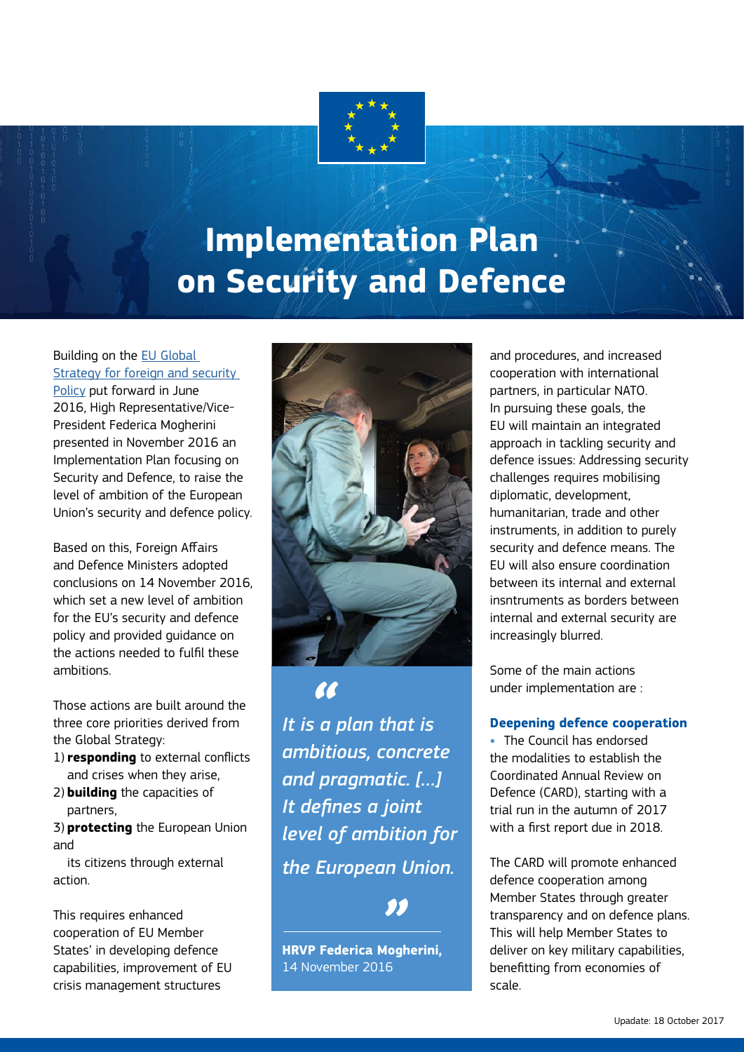// Implementation Plan on Security and Defence

# Implementation Plan on Security and Defence

Building on the [EU Global Strategy for foreign and security Policy]() put forward in June 2016, High Representative/Vice-President Federica Mogherini presented in November 2016 an Implementation Plan focusing on Security and Defence, to raise the level of ambition of the European Union's security and defence policy.

Based on this, Foreign Affairs and Defence Ministers adopted conclusions on 14 November 2016, which set a new level of ambition for the EU's security and defence policy and provided guidance on the actions needed to fulfil these ambitions.

Those actions are built around the three core priorities derived from the Global Strategy:

1) **responding** to external conflicts and crises when they arise,
2) **building** the capacities of partners,
3) **protecting** the European Union and its citizens through external action.

This requires enhanced cooperation of EU Member States' in developing defence capabilities, improvement of EU crisis management structures and procedures, and increased cooperation with international partners, in particular NATO. In pursuing these goals, the EU will maintain an integrated approach in tackling security and defence issues: Addressing security challenges requires mobilising diplomatic, development, humanitarian, trade and other instruments, in addition to purely security and defence means. The EU will also ensure coordination between its internal and external insntruments as borders between internal and external security are increasingly blurred.

> *"It is a plan that is ambitious, concrete and pragmatic. [...] It defines a joint level of ambition for the European Union."*
>
> **HRVP Federica Mogherini,** 14 November 2016

Some of the main actions under implementation are :

### Deepening defence cooperation

- The Council has endorsed the modalities to establish the Coordinated Annual Review on Defence (CARD), starting with a trial run in the autumn of 2017 with a first report due in 2018.

The CARD will promote enhanced defence cooperation among Member States through greater transparency and on defence plans. This will help Member States to deliver on key military capabilities, benefitting from economies of scale.

Updaate: 18 October 2017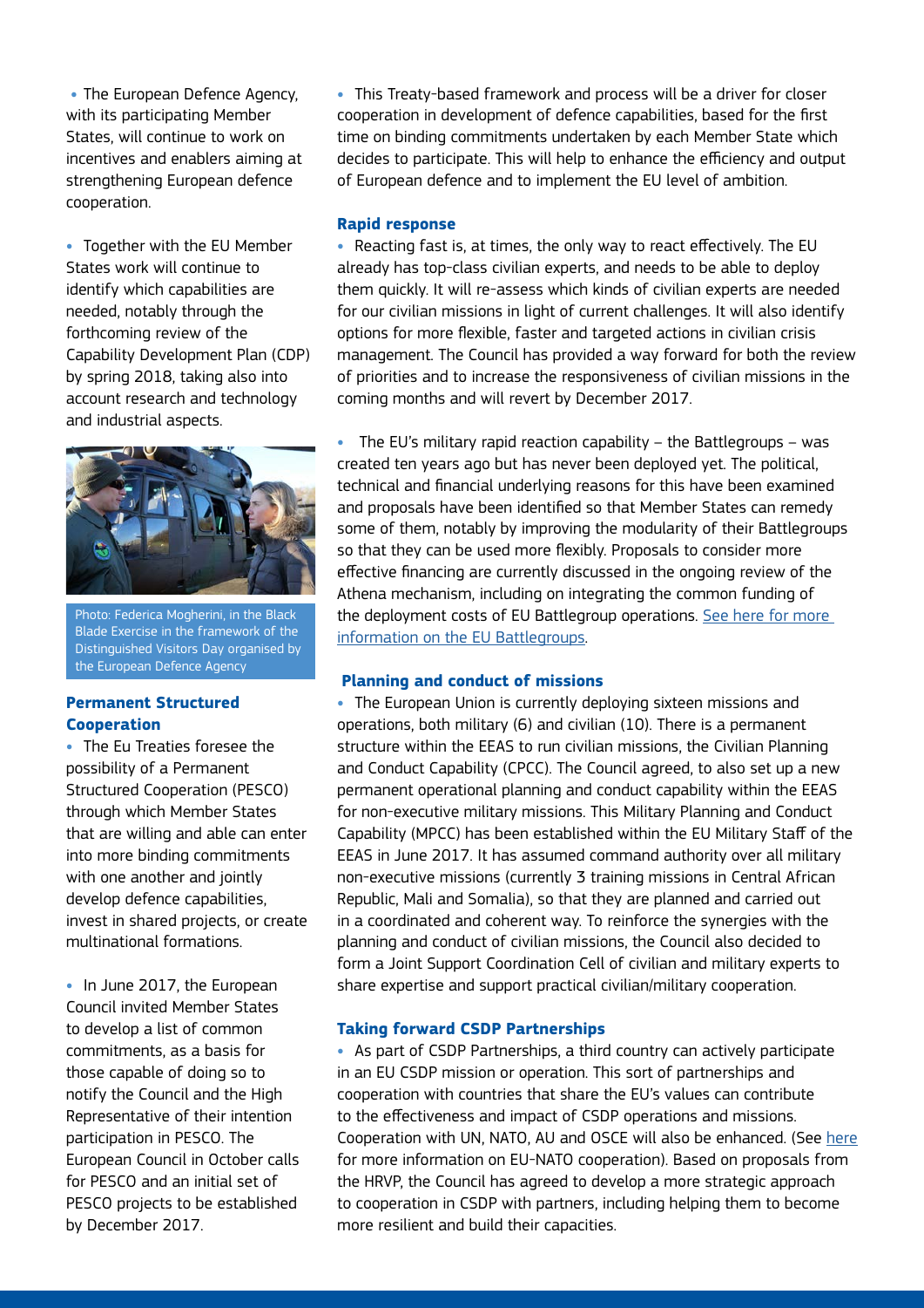- The European Defence Agency, with its participating Member States, will continue to work on incentives and enablers aiming at strengthening European defence cooperation.

- Together with the EU Member States work will continue to identify which capabilities are needed, notably through the forthcoming review of the Capability Development Plan (CDP) by spring 2018, taking also into account research and technology and industrial aspects.

Photo: Federica Mogherini, in the Black Blade Exercise in the framework of the Distinguished Visitors Day organised by the European Defence Agency

**Permanent Structured Cooperation**

- The Eu Treaties foresee the possibility of a Permanent Structured Cooperation (PESCO) through which Member States that are willing and able can enter into more binding commitments with one another and jointly develop defence capabilities, invest in shared projects, or create multinational formations.

- In June 2017, the European Council invited Member States to develop a list of common commitments, as a basis for those capable of doing so to notify the Council and the High Representative of their intention participation in PESCO. The European Council in October calls for PESCO and an initial set of PESCO projects to be established by December 2017.

- This Treaty-based framework and process will be a driver for closer cooperation in development of defence capabilities, based for the first time on binding commitments undertaken by each Member State which decides to participate. This will help to enhance the efficiency and output of European defence and to implement the EU level of ambition.

**Rapid response**

- Reacting fast is, at times, the only way to react effectively. The EU already has top-class civilian experts, and needs to be able to deploy them quickly. It will re-assess which kinds of civilian experts are needed for our civilian missions in light of current challenges. It will also identify options for more flexible, faster and targeted actions in civilian crisis management. The Council has provided a way forward for both the review of priorities and to increase the responsiveness of civilian missions in the coming months and will revert by December 2017.

- The EU's military rapid reaction capability – the Battlegroups – was created ten years ago but has never been deployed yet. The political, technical and financial underlying reasons for this have been examined and proposals have been identified so that Member States can remedy some of them, notably by improving the modularity of their Battlegroups so that they can be used more flexibly. Proposals to consider more effective financing are currently discussed in the ongoing review of the Athena mechanism, including on integrating the common funding of the deployment costs of EU Battlegroup operations. See here for more information on the EU Battlegroups.

**Planning and conduct of missions**

- The European Union is currently deploying sixteen missions and operations, both military (6) and civilian (10). There is a permanent structure within the EEAS to run civilian missions, the Civilian Planning and Conduct Capability (CPCC). The Council agreed, to also set up a new permanent operational planning and conduct capability within the EEAS for non-executive military missions. This Military Planning and Conduct Capability (MPCC) has been established within the EU Military Staff of the EEAS in June 2017. It has assumed command authority over all military non-executive missions (currently 3 training missions in Central African Republic, Mali and Somalia), so that they are planned and carried out in a coordinated and coherent way. To reinforce the synergies with the planning and conduct of civilian missions, the Council also decided to form a Joint Support Coordination Cell of civilian and military experts to share expertise and support practical civilian/military cooperation.

**Taking forward CSDP Partnerships**

- As part of CSDP Partnerships, a third country can actively participate in an EU CSDP mission or operation. This sort of partnerships and cooperation with countries that share the EU's values can contribute to the effectiveness and impact of CSDP operations and missions. Cooperation with UN, NATO, AU and OSCE will also be enhanced. (See here for more information on EU-NATO cooperation). Based on proposals from the HRVP, the Council has agreed to develop a more strategic approach to cooperation in CSDP with partners, including helping them to become more resilient and build their capacities.